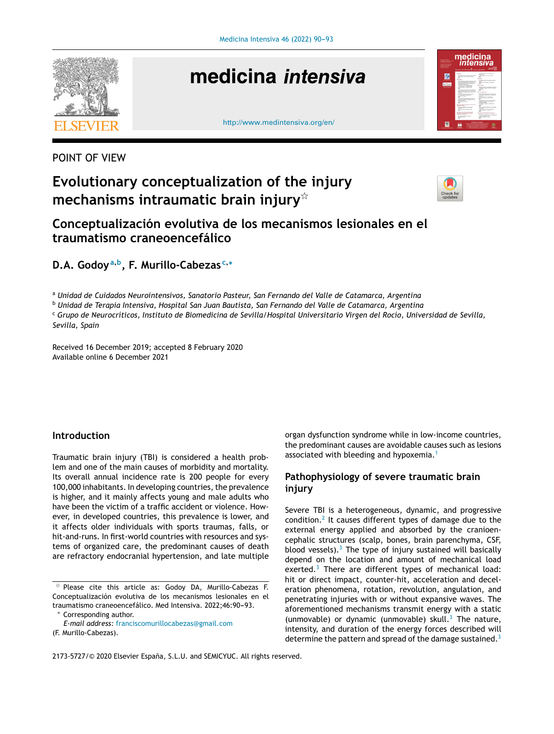POINT OF VIEW

# Evolutionary conceptualization of the injury mechanisms intraumatic brain injury[☆]

# Conceptualización evolutiva de los mecanismos lesionales en el traumatismo craneoencefálico

**D.A. Godoy**[a,b], **F. Murillo-Cabezas**[c,*]

[a] *Unidad de Cuidados Neurointensivos, Sanatorio Pasteur, San Fernando del Valle de Catamarca, Argentina*

[b] *Unidad de Terapia Intensiva, Hospital San Juan Bautista, San Fernando del Valle de Catamarca, Argentina*

[c] *Grupo de Neurocríticos, Instituto de Biomedicina de Sevilla/Hospital Universitario Virgen del Rocío, Universidad de Sevilla, Sevilla, Spain*

Received 16 December 2019; accepted 8 February 2020
Available online 6 December 2021

## Introduction

Traumatic brain injury (TBI) is considered a health problem and one of the main causes of morbidity and mortality. Its overall annual incidence rate is 200 people for every 100,000 inhabitants. In developing countries, the prevalence is higher, and it mainly affects young and male adults who have been the victim of a traffic accident or violence. However, in developed countries, this prevalence is lower, and it affects older individuals with sports traumas, falls, or hit-and-runs. In first-world countries with resources and systems of organized care, the predominant causes of death are refractory endocranial hypertension, and late multiple organ dysfunction syndrome while in low-income countries, the predominant causes are avoidable causes such as lesions associated with bleeding and hypoxemia.[1]

## Pathophysiology of severe traumatic brain injury

Severe TBI is a heterogeneous, dynamic, and progressive condition.[2] It causes different types of damage due to the external energy applied and absorbed by the cranioencephalic structures (scalp, bones, brain parenchyma, CSF, blood vessels).[3] The type of injury sustained will basically depend on the location and amount of mechanical load exerted.[3] There are different types of mechanical load: hit or direct impact, counter-hit, acceleration and deceleration phenomena, rotation, revolution, angulation, and penetrating injuries with or without expansive waves. The aforementioned mechanisms transmit energy with a static (unmovable) or dynamic (unmovable) skull.[3] The nature, intensity, and duration of the energy forces described will determine the pattern and spread of the damage sustained.[3]

[☆] Please cite this article as: Godoy DA, Murillo-Cabezas F. Conceptualización evolutiva de los mecanismos lesionales en el traumatismo craneoencefálico. Med Intensiva. 2022;46:90–93.

[*] Corresponding author.
*E-mail address:* franciscomurillocabezas@gmail.com (F. Murillo-Cabezas).

2173-5727/© 2020 Elsevier España, S.L.U. and SEMICYUC. All rights reserved.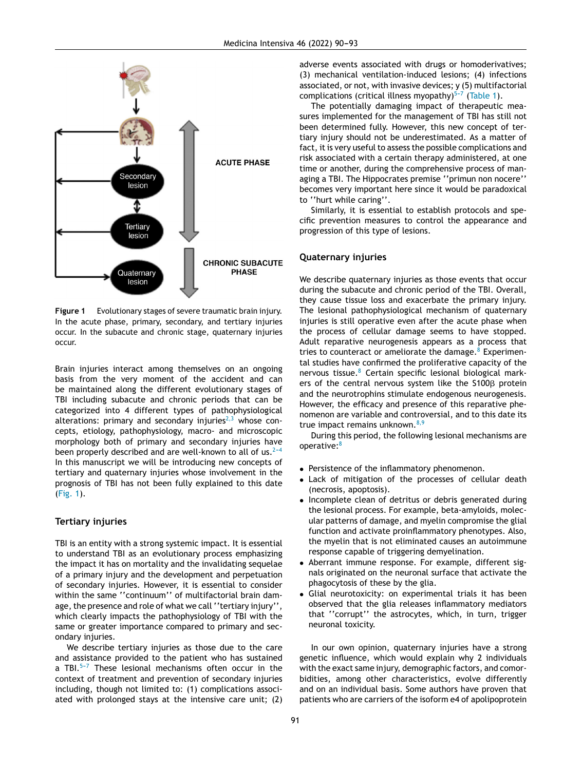Figure 1 Evolutionary stages of severe traumatic brain injury. In the acute phase, primary, secondary, and tertiary injuries occur. In the subacute and chronic stage, quaternary injuries occur.

Brain injuries interact among themselves on an ongoing basis from the very moment of the accident and can be maintained along the different evolutionary stages of TBI including subacute and chronic periods that can be categorized into 4 different types of pathophysiological alterations: primary and secondary injuries[2,3] whose concepts, etiology, pathophysiology, macro- and microscopic morphology both of primary and secondary injuries have been properly described and are well-known to all of us.[2–4] In this manuscript we will be introducing new concepts of tertiary and quaternary injuries whose involvement in the prognosis of TBI has not been fully explained to this date (Fig. 1).

## Tertiary injuries

TBI is an entity with a strong systemic impact. It is essential to understand TBI as an evolutionary process emphasizing the impact it has on mortality and the invalidating sequelae of a primary injury and the development and perpetuation of secondary injuries. However, it is essential to consider within the same ''continuum'' of multifactorial brain damage, the presence and role of what we call ''tertiary injury'', which clearly impacts the pathophysiology of TBI with the same or greater importance compared to primary and secondary injuries.

We describe tertiary injuries as those due to the care and assistance provided to the patient who has sustained a TBI.[5–7] These lesional mechanisms often occur in the context of treatment and prevention of secondary injuries including, though not limited to: (1) complications associated with prolonged stays at the intensive care unit; (2) adverse events associated with drugs or homoderivatives; (3) mechanical ventilation-induced lesions; (4) infections associated, or not, with invasive devices; y (5) multifactorial complications (critical illness myopathy)[5–7] (Table 1).

The potentially damaging impact of therapeutic measures implemented for the management of TBI has still not been determined fully. However, this new concept of tertiary injury should not be underestimated. As a matter of fact, it is very useful to assess the possible complications and risk associated with a certain therapy administered, at one time or another, during the comprehensive process of managing a TBI. The Hippocrates premise ''primun non nocere'' becomes very important here since it would be paradoxical to ''hurt while caring''.

Similarly, it is essential to establish protocols and specific prevention measures to control the appearance and progression of this type of lesions.

## Quaternary injuries

We describe quaternary injuries as those events that occur during the subacute and chronic period of the TBI. Overall, they cause tissue loss and exacerbate the primary injury. The lesional pathophysiological mechanism of quaternary injuries is still operative even after the acute phase when the process of cellular damage seems to have stopped. Adult reparative neurogenesis appears as a process that tries to counteract or ameliorate the damage.[8] Experimental studies have confirmed the proliferative capacity of the nervous tissue.[8] Certain specific lesional biological markers of the central nervous system like the S100β protein and the neurotrophins stimulate endogenous neurogenesis. However, the efficacy and presence of this reparative phenomenon are variable and controversial, and to this date its true impact remains unknown.[8,9]

During this period, the following lesional mechanisms are operative:[8]

- Persistence of the inflammatory phenomenon.
- Lack of mitigation of the processes of cellular death (necrosis, apoptosis).
- Incomplete clean of detritus or debris generated during the lesional process. For example, beta-amyloids, molecular patterns of damage, and myelin compromise the glial function and activate proinflammatory phenotypes. Also, the myelin that is not eliminated causes an autoimmune response capable of triggering demyelination.
- Aberrant immune response. For example, different signals originated on the neuronal surface that activate the phagocytosis of these by the glia.
- Glial neurotoxicity: on experimental trials it has been observed that the glia releases inflammatory mediators that ''corrupt'' the astrocytes, which, in turn, trigger neuronal toxicity.

In our own opinion, quaternary injuries have a strong genetic influence, which would explain why 2 individuals with the exact same injury, demographic factors, and comorbidities, among other characteristics, evolve differently and on an individual basis. Some authors have proven that patients who are carriers of the isoform e4 of apolipoprotein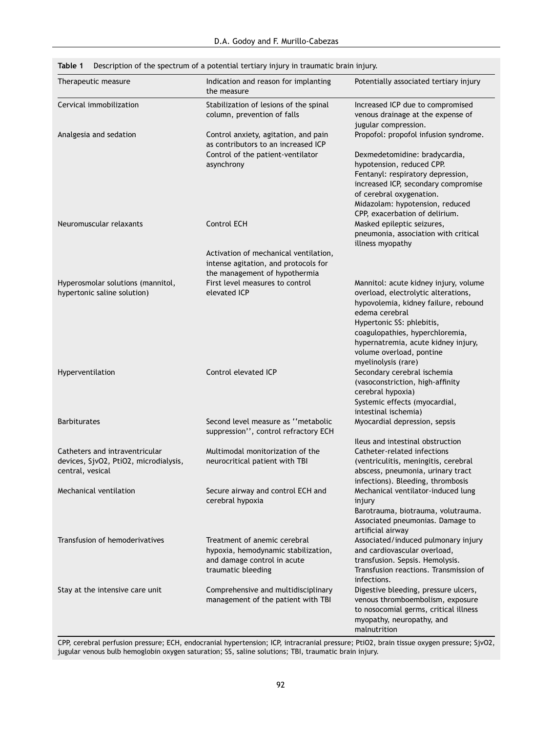**Table 1** Description of the spectrum of a potential tertiary injury in traumatic brain injury.

| Therapeutic measure | Indication and reason for implanting the measure | Potentially associated tertiary injury |
|---|---|---|
| Cervical immobilization | Stabilization of lesions of the spinal column, prevention of falls | Increased ICP due to compromised venous drainage at the expense of jugular compression. |
| Analgesia and sedation | Control anxiety, agitation, and pain as contributors to an increased ICP<br>Control of the patient-ventilator asynchrony | Propofol: propofol infusion syndrome.<br>Dexmedetomidine: bradycardia, hypotension, reduced CPP.<br>Fentanyl: respiratory depression, increased ICP, secondary compromise of cerebral oxygenation.<br>Midazolam: hypotension, reduced CPP, exacerbation of delirium. |
| Neuromuscular relaxants | Control ECH<br>Activation of mechanical ventilation, intense agitation, and protocols for the management of hypothermia | Masked epileptic seizures, pneumonia, association with critical illness myopathy |
| Hyperosmolar solutions (mannitol, hypertonic saline solution) | First level measures to control elevated ICP | Mannitol: acute kidney injury, volume overload, electrolytic alterations, hypovolemia, kidney failure, rebound edema cerebral<br>Hypertonic SS: phlebitis, coagulopathies, hyperchloremia, hypernatremia, acute kidney injury, volume overload, pontine myelinolysis (rare) |
| Hyperventilation | Control elevated ICP | Secondary cerebral ischemia (vasoconstriction, high-affinity cerebral hypoxia)<br>Systemic effects (myocardial, intestinal ischemia) |
| Barbiturates | Second level measure as ''metabolic suppression'', control refractory ECH | Myocardial depression, sepsis<br>Ileus and intestinal obstruction |
| Catheters and intraventricular devices, SjvO2, PtiO2, microdialysis, central, vesical | Multimodal monitorization of the neurocritical patient with TBI | Catheter-related infections (ventriculitis, meningitis, cerebral abscess, pneumonia, urinary tract infections). Bleeding, thrombosis |
| Mechanical ventilation | Secure airway and control ECH and cerebral hypoxia | Mechanical ventilator-induced lung injury<br>Barotrauma, biotrauma, volutrauma. Associated pneumonias. Damage to artificial airway |
| Transfusion of hemoderivatives | Treatment of anemic cerebral hypoxia, hemodynamic stabilization, and damage control in acute traumatic bleeding | Associated/induced pulmonary injury and cardiovascular overload, transfusion. Sepsis. Hemolysis. Transfusion reactions. Transmission of infections. |
| Stay at the intensive care unit | Comprehensive and multidisciplinary management of the patient with TBI | Digestive bleeding, pressure ulcers, venous thromboembolism, exposure to nosocomial germs, critical illness myopathy, neuropathy, and malnutrition |

CPP, cerebral perfusion pressure; ECH, endocranial hypertension; ICP, intracranial pressure; PtiO2, brain tissue oxygen pressure; SjvO2, jugular venous bulb hemoglobin oxygen saturation; SS, saline solutions; TBI, traumatic brain injury.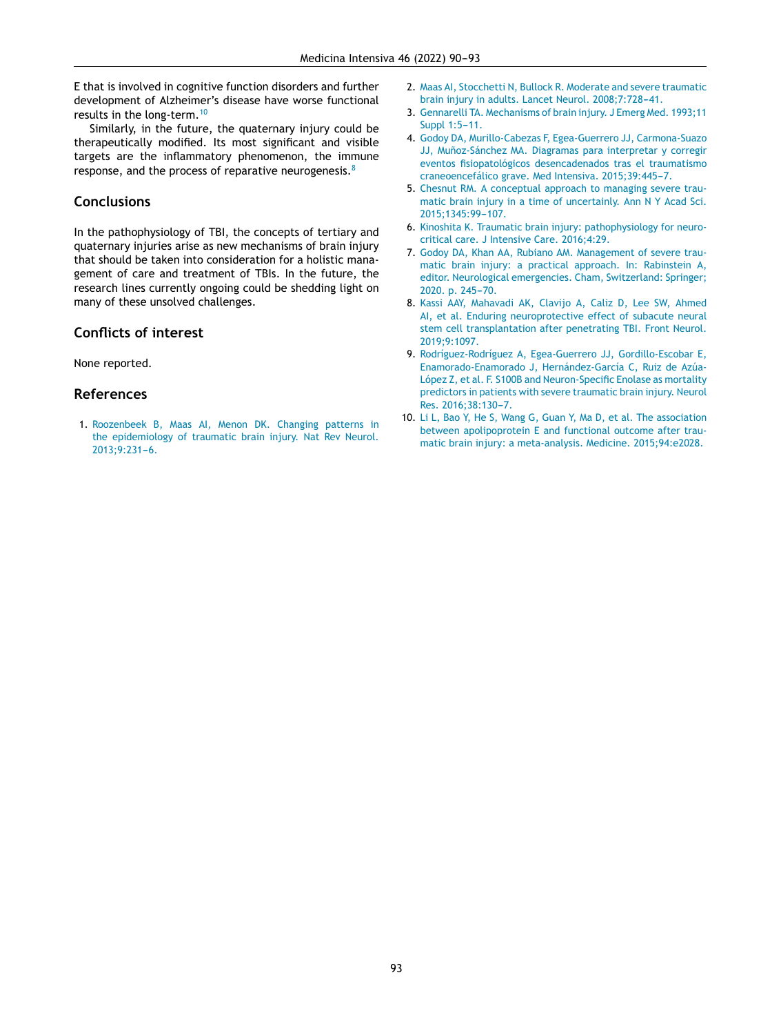E that is involved in cognitive function disorders and further development of Alzheimer's disease have worse functional results in the long-term.[10]

Similarly, in the future, the quaternary injury could be therapeutically modified. Its most significant and visible targets are the inflammatory phenomenon, the immune response, and the process of reparative neurogenesis.[8]

## Conclusions

In the pathophysiology of TBI, the concepts of tertiary and quaternary injuries arise as new mechanisms of brain injury that should be taken into consideration for a holistic management of care and treatment of TBIs. In the future, the research lines currently ongoing could be shedding light on many of these unsolved challenges.

## Conflicts of interest

None reported.

## References

1. Roozenbeek B, Maas AI, Menon DK. Changing patterns in the epidemiology of traumatic brain injury. Nat Rev Neurol. 2013;9:231–6.
2. Maas AI, Stocchetti N, Bullock R. Moderate and severe traumatic brain injury in adults. Lancet Neurol. 2008;7:728–41.
3. Gennarelli TA. Mechanisms of brain injury. J Emerg Med. 1993;11 Suppl 1:5–11.
4. Godoy DA, Murillo-Cabezas F, Egea-Guerrero JJ, Carmona-Suazo JJ, Muñoz-Sánchez MA. Diagramas para interpretar y corregir eventos fisiopatológicos desencadenados tras el traumatismo craneoencefálico grave. Med Intensiva. 2015;39:445–7.
5. Chesnut RM. A conceptual approach to managing severe traumatic brain injury in a time of uncertainly. Ann N Y Acad Sci. 2015;1345:99–107.
6. Kinoshita K. Traumatic brain injury: pathophysiology for neurocritical care. J Intensive Care. 2016;4:29.
7. Godoy DA, Khan AA, Rubiano AM. Management of severe traumatic brain injury: a practical approach. In: Rabinstein A, editor. Neurological emergencies. Cham, Switzerland: Springer; 2020. p. 245–70.
8. Kassi AAY, Mahavadi AK, Clavijo A, Caliz D, Lee SW, Ahmed AI, et al. Enduring neuroprotective effect of subacute neural stem cell transplantation after penetrating TBI. Front Neurol. 2019;9:1097.
9. Rodríguez-Rodríguez A, Egea-Guerrero JJ, Gordillo-Escobar E, Enamorado-Enamorado J, Hernández-García C, Ruiz de Azúa-López Z, et al. F. S100B and Neuron-Specific Enolase as mortality predictors in patients with severe traumatic brain injury. Neurol Res. 2016;38:130–7.
10. Li L, Bao Y, He S, Wang G, Guan Y, Ma D, et al. The association between apolipoprotein E and functional outcome after traumatic brain injury: a meta-analysis. Medicine. 2015;94:e2028.